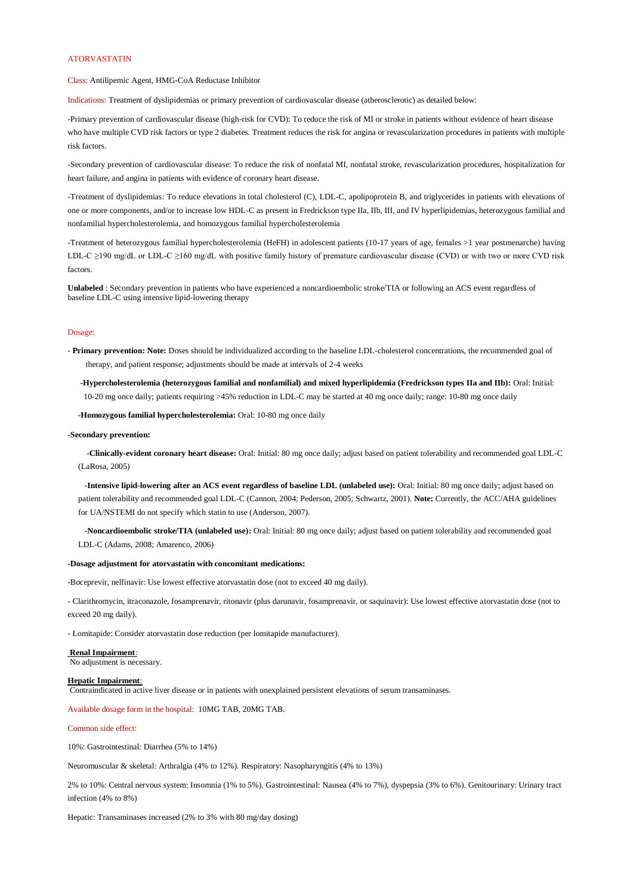# ATORVASTATIN

Class: Antilipemic Agent, HMG-CoA Reductase Inhibitor

Indications: Treatment of dyslipidemias or primary prevention of cardiovascular disease (atherosclerotic) as detailed below:

-Primary prevention of cardiovascular disease (high-risk for CVD): To reduce the risk of MI or stroke in patients without evidence of heart disease who have multiple CVD risk factors or type 2 diabetes. Treatment reduces the risk for angina or revascularization procedures in patients with multiple risk factors.

-Secondary prevention of cardiovascular disease: To reduce the risk of nonfatal MI, nonfatal stroke, revascularization procedures, hospitalization for heart failure, and angina in patients with evidence of coronary heart disease.

-Treatment of dyslipidemias: To reduce elevations in total cholesterol (C), LDL-C, apolipoprotein B, and triglycerides in patients with elevations of one or more components, and/or to increase low HDL-C as present in Fredrickson type IIa, IIb, III, and IV hyperlipidemias, heterozygous familial and nonfamilial hypercholesterolemia, and homozygous familial hypercholesterolemia

-Treatment of heterozygous familial hypercholesterolemia (HeFH) in adolescent patients (10-17 years of age, females >1 year postmenarche) having LDL-C ≥190 mg/dL or LDL-C ≥160 mg/dL with positive family history of premature cardiovascular disease (CVD) or with two or more CVD risk factors.

**Unlabeled** : Secondary prevention in patients who have experienced a noncardioembolic stroke/TIA or following an ACS event regardless of baseline LDL-C using intensive lipid-lowering therapy

## Dosage:

- **Primary prevention: Note:** Doses should be individualized according to the baseline LDL-cholesterol concentrations, the recommended goal of therapy, and patient response; adjustments should be made at intervals of 2-4 weeks

  **-Hypercholesterolemia (heterozygous familial and nonfamilial) and mixed hyperlipidemia (Fredrickson types IIa and IIb):** Oral: Initial: 10-20 mg once daily; patients requiring >45% reduction in LDL-C may be started at 40 mg once daily; range: 10-80 mg once daily

  **-Homozygous familial hypercholesterolemia:** Oral: 10-80 mg once daily

**-Secondary prevention:**

  **-Clinically-evident coronary heart disease:** Oral: Initial: 80 mg once daily; adjust based on patient tolerability and recommended goal LDL-C (LaRosa, 2005)

  **-Intensive lipid-lowering after an ACS event regardless of baseline LDL (unlabeled use):** Oral: Initial: 80 mg once daily; adjust based on patient tolerability and recommended goal LDL-C (Cannon, 2004; Pederson, 2005; Schwartz, 2001). **Note:** Currently, the ACC/AHA guidelines for UA/NSTEMI do not specify which statin to use (Anderson, 2007).

  **-Noncardioembolic stroke/TIA (unlabeled use):** Oral: Initial: 80 mg once daily; adjust based on patient tolerability and recommended goal LDL-C (Adams, 2008; Amarenco, 2006)

**-Dosage adjustment for atorvastatin with concomitant medications:**

-Boceprevir, nelfinavir: Use lowest effective atorvastatin dose (not to exceed 40 mg daily).

- Clarithromycin, itraconazole, fosamprenavir, ritonavir (plus darunavir, fosamprenavir, or saquinavir): Use lowest effective atorvastatin dose (not to exceed 20 mg daily).

- Lomitapide: Consider atorvastatin dose reduction (per lomitapide manufacturer).

**Renal Impairment**:
No adjustment is necessary.

**Hepatic Impairment**:
Contraindicated in active liver disease or in patients with unexplained persistent elevations of serum transaminases.

Available dosage form in the hospital: 10MG TAB, 20MG TAB.

Common side effect:

10%: Gastrointestinal: Diarrhea (5% to 14%)

Neuromuscular & skeletal: Arthralgia (4% to 12%). Respiratory: Nasopharyngitis (4% to 13%)

2% to 10%: Central nervous system: Insomnia (1% to 5%). Gastrointestinal: Nausea (4% to 7%), dyspepsia (3% to 6%). Genitourinary: Urinary tract infection (4% to 8%)

Hepatic: Transaminases increased (2% to 3% with 80 mg/day dosing)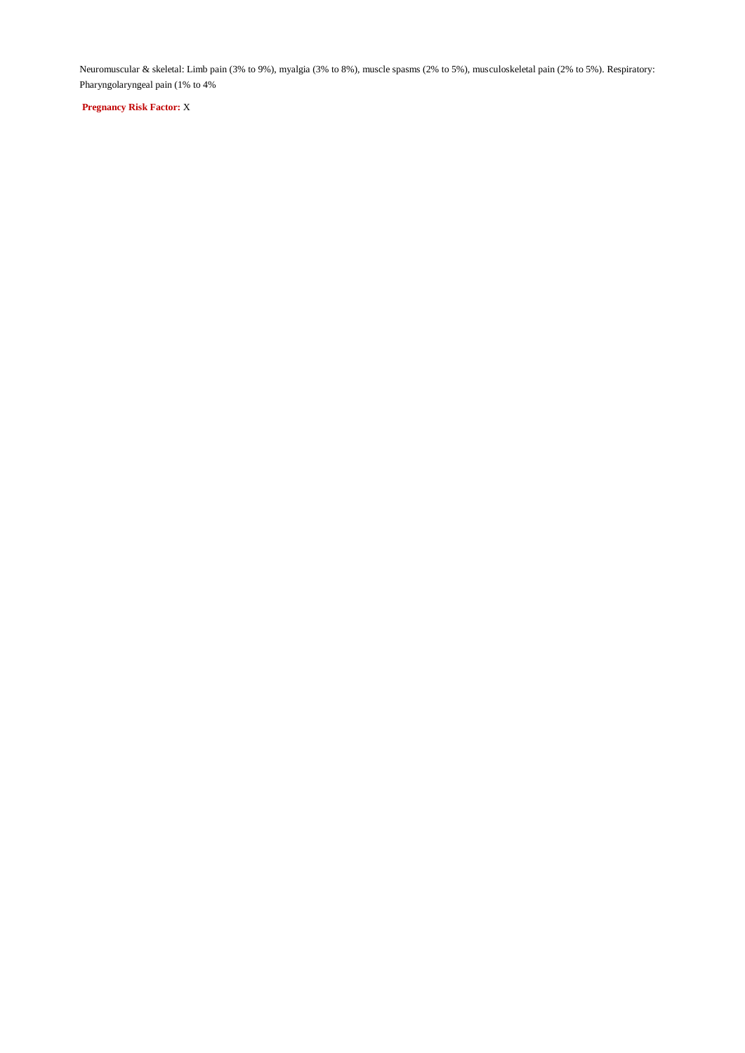Neuromuscular & skeletal: Limb pain (3% to 9%), myalgia (3% to 8%), muscle spasms (2% to 5%), musculoskeletal pain (2% to 5%). Respiratory: Pharyngolaryngeal pain (1% to 4%

**Pregnancy Risk Factor:** X